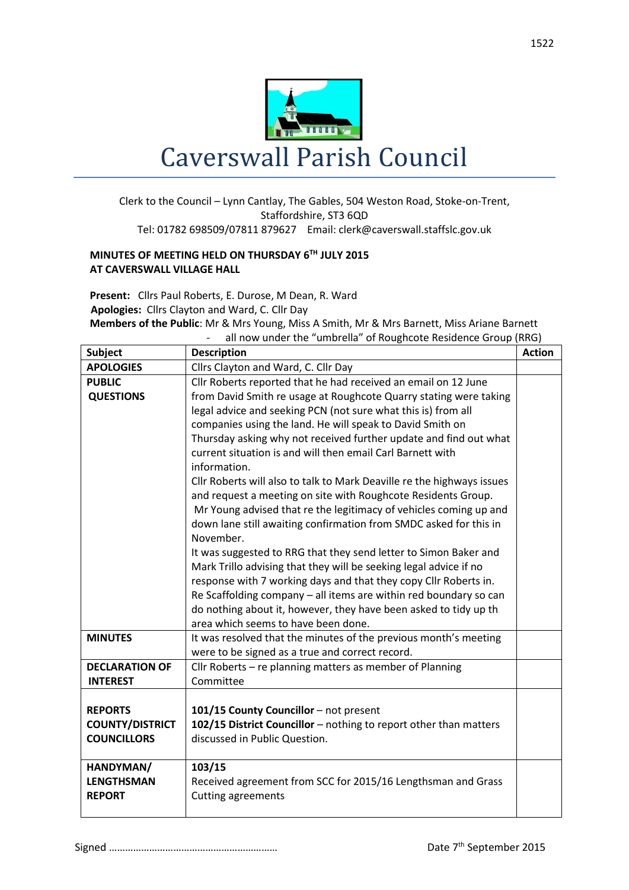// Caverswall Parish Council

Clerk to the Council – Lynn Cantlay, The Gables, 504 Weston Road, Stoke-on-Trent, Staffordshire, ST3 6QD
Tel: 01782 698509/07811 879627 Email: clerk@caverswall.staffslc.gov.uk

**MINUTES OF MEETING HELD ON THURSDAY 6TH JULY 2015**
**AT CAVERSWALL VILLAGE HALL**

**Present:** Cllrs Paul Roberts, E. Durose, M Dean, R. Ward
**Apologies:** Cllrs Clayton and Ward, C. Cllr Day
**Members of the Public**: Mr & Mrs Young, Miss A Smith, Mr & Mrs Barnett, Miss Ariane Barnett
- all now under the "umbrella" of Roughcote Residence Group (RRG)

| Subject | Description | Action |
|---|---|---|
| **APOLOGIES** | Cllrs Clayton and Ward, C. Cllr Day | |
| **PUBLIC QUESTIONS** | Cllr Roberts reported that he had received an email on 12 June from David Smith re usage at Roughcote Quarry stating were taking legal advice and seeking PCN (not sure what this is) from all companies using the land. He will speak to David Smith on Thursday asking why not received further update and find out what current situation is and will then email Carl Barnett with information.<br>Cllr Roberts will also to talk to Mark Deaville re the highways issues and request a meeting on site with Roughcote Residents Group.<br>Mr Young advised that re the legitimacy of vehicles coming up and down lane still awaiting confirmation from SMDC asked for this in November.<br>It was suggested to RRG that they send letter to Simon Baker and Mark Trillo advising that they will be seeking legal advice if no response with 7 working days and that they copy Cllr Roberts in.<br>Re Scaffolding company – all items are within red boundary so can do nothing about it, however, they have been asked to tidy up th area which seems to have been done. | |
| **MINUTES** | It was resolved that the minutes of the previous month's meeting were to be signed as a true and correct record. | |
| **DECLARATION OF INTEREST** | Cllr Roberts – re planning matters as member of Planning Committee | |
| **REPORTS COUNTY/DISTRICT COUNCILLORS** | **101/15 County Councillor** – not present<br>**102/15 District Councillor** – nothing to report other than matters discussed in Public Question. | |
| **HANDYMAN/ LENGTHSMAN REPORT** | **103/15**<br>Received agreement from SCC for 2015/16 Lengthsman and Grass Cutting agreements | |

Signed ……………………………………………………… Date 7th September 2015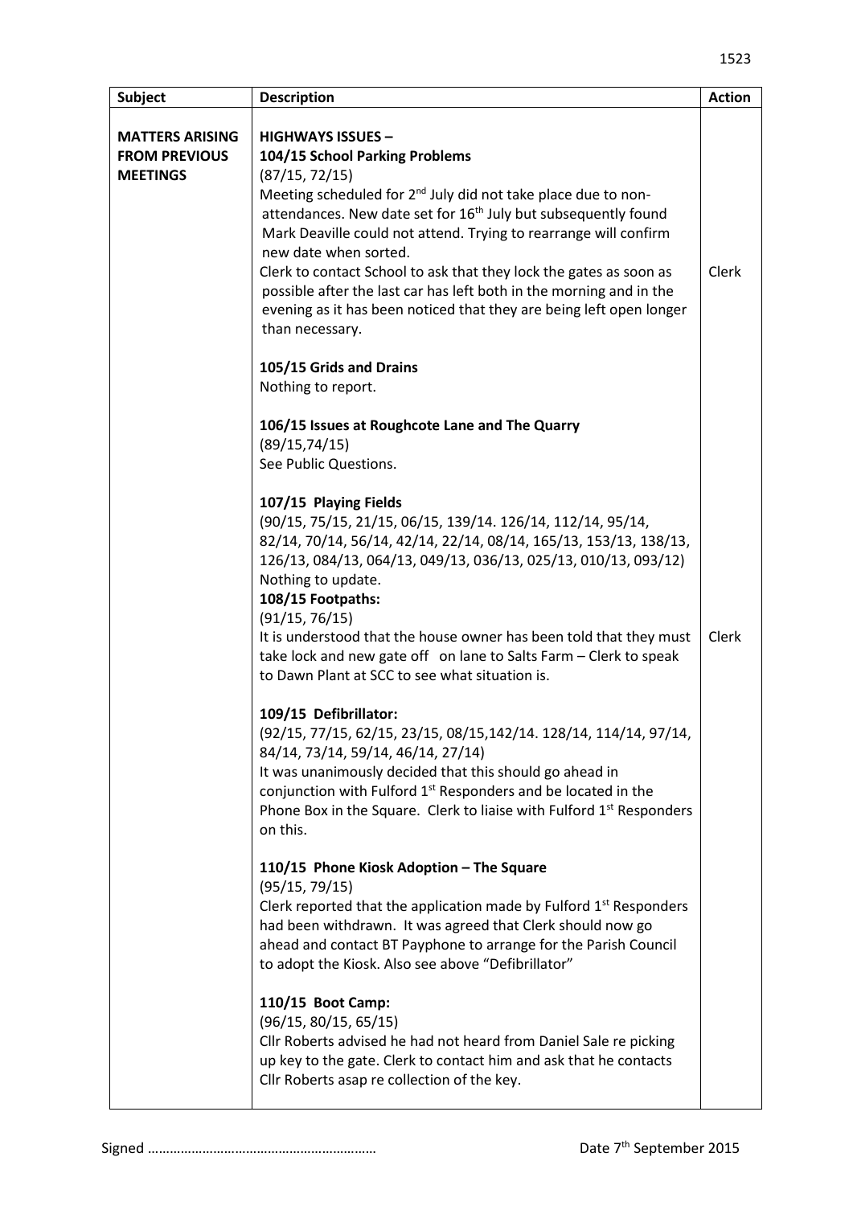| Subject | Description | Action |
|---|---|---|
| **MATTERS ARISING FROM PREVIOUS MEETINGS** | **HIGHWAYS ISSUES –** **104/15 School Parking Problems** (87/15, 72/15) Meeting scheduled for 2nd July did not take place due to non-attendances. New date set for 16th July but subsequently found Mark Deaville could not attend. Trying to rearrange will confirm new date when sorted. Clerk to contact School to ask that they lock the gates as soon as possible after the last car has left both in the morning and in the evening as it has been noticed that they are being left open longer than necessary. | Clerk |
| | **105/15 Grids and Drains** Nothing to report. | |
| | **106/15 Issues at Roughcote Lane and The Quarry** (89/15,74/15) See Public Questions. | |
| | **107/15 Playing Fields** (90/15, 75/15, 21/15, 06/15, 139/14. 126/14, 112/14, 95/14, 82/14, 70/14, 56/14, 42/14, 22/14, 08/14, 165/13, 153/13, 138/13, 126/13, 084/13, 064/13, 049/13, 036/13, 025/13, 010/13, 093/12) Nothing to update. | |
| | **108/15 Footpaths:** (91/15, 76/15) It is understood that the house owner has been told that they must take lock and new gate off on lane to Salts Farm – Clerk to speak to Dawn Plant at SCC to see what situation is. | Clerk |
| | **109/15 Defibrillator:** (92/15, 77/15, 62/15, 23/15, 08/15,142/14. 128/14, 114/14, 97/14, 84/14, 73/14, 59/14, 46/14, 27/14) It was unanimously decided that this should go ahead in conjunction with Fulford 1st Responders and be located in the Phone Box in the Square. Clerk to liaise with Fulford 1st Responders on this. | |
| | **110/15 Phone Kiosk Adoption – The Square** (95/15, 79/15) Clerk reported that the application made by Fulford 1st Responders had been withdrawn. It was agreed that Clerk should now go ahead and contact BT Payphone to arrange for the Parish Council to adopt the Kiosk. Also see above "Defibrillator" | |
| | **110/15 Boot Camp:** (96/15, 80/15, 65/15) Cllr Roberts advised he had not heard from Daniel Sale re picking up key to the gate. Clerk to contact him and ask that he contacts Cllr Roberts asap re collection of the key. | |

Signed ……………………………………………………  Date 7th September 2015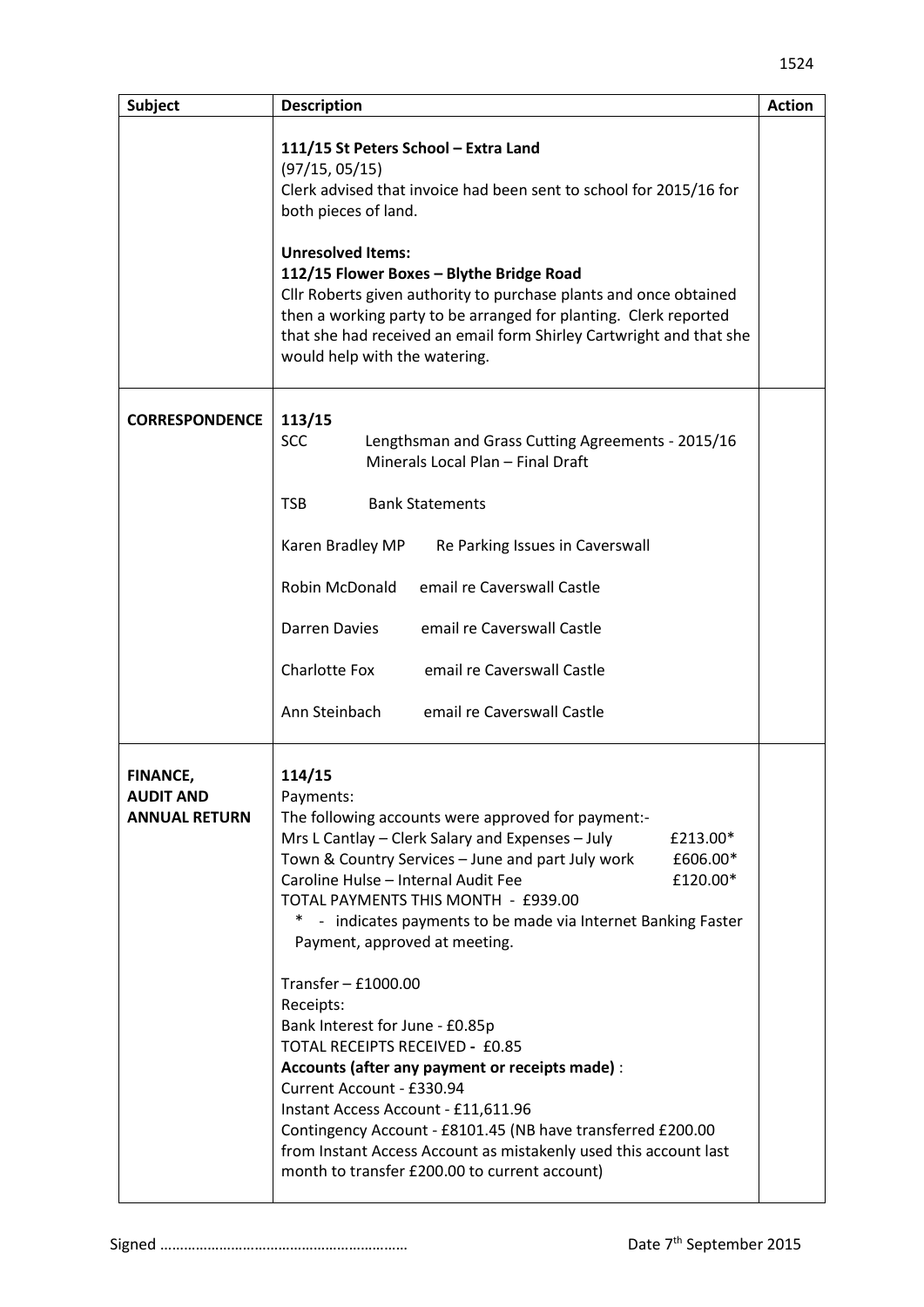| Subject | Description | Action |
|---|---|---|
| | **111/15 St Peters School – Extra Land**<br>(97/15, 05/15)<br>Clerk advised that invoice had been sent to school for 2015/16 for both pieces of land.<br><br>**Unresolved Items:**<br>**112/15 Flower Boxes – Blythe Bridge Road**<br>Cllr Roberts given authority to purchase plants and once obtained then a working party to be arranged for planting. Clerk reported that she had received an email form Shirley Cartwright and that she would help with the watering. | |
| **CORRESPONDENCE** | **113/15**<br>SCC Lengthsman and Grass Cutting Agreements - 2015/16<br>Minerals Local Plan – Final Draft<br><br>TSB Bank Statements<br><br>Karen Bradley MP Re Parking Issues in Caverswall<br><br>Robin McDonald email re Caverswall Castle<br><br>Darren Davies email re Caverswall Castle<br><br>Charlotte Fox email re Caverswall Castle<br><br>Ann Steinbach email re Caverswall Castle | |
| **FINANCE, AUDIT AND ANNUAL RETURN** | **114/15**<br>Payments:<br>The following accounts were approved for payment:-<br>Mrs L Cantlay – Clerk Salary and Expenses – July £213.00*<br>Town & Country Services – June and part July work £606.00*<br>Caroline Hulse – Internal Audit Fee £120.00*<br>TOTAL PAYMENTS THIS MONTH - £939.00<br>* - indicates payments to be made via Internet Banking Faster Payment, approved at meeting.<br><br>Transfer – £1000.00<br>Receipts:<br>Bank Interest for June - £0.85p<br>TOTAL RECEIPTS RECEIVED - £0.85<br>**Accounts (after any payment or receipts made)** :<br>Current Account - £330.94<br>Instant Access Account - £11,611.96<br>Contingency Account - £8101.45 (NB have transferred £200.00 from Instant Access Account as mistakenly used this account last month to transfer £200.00 to current account) | |

Signed ……………………………………………………… Date 7th September 2015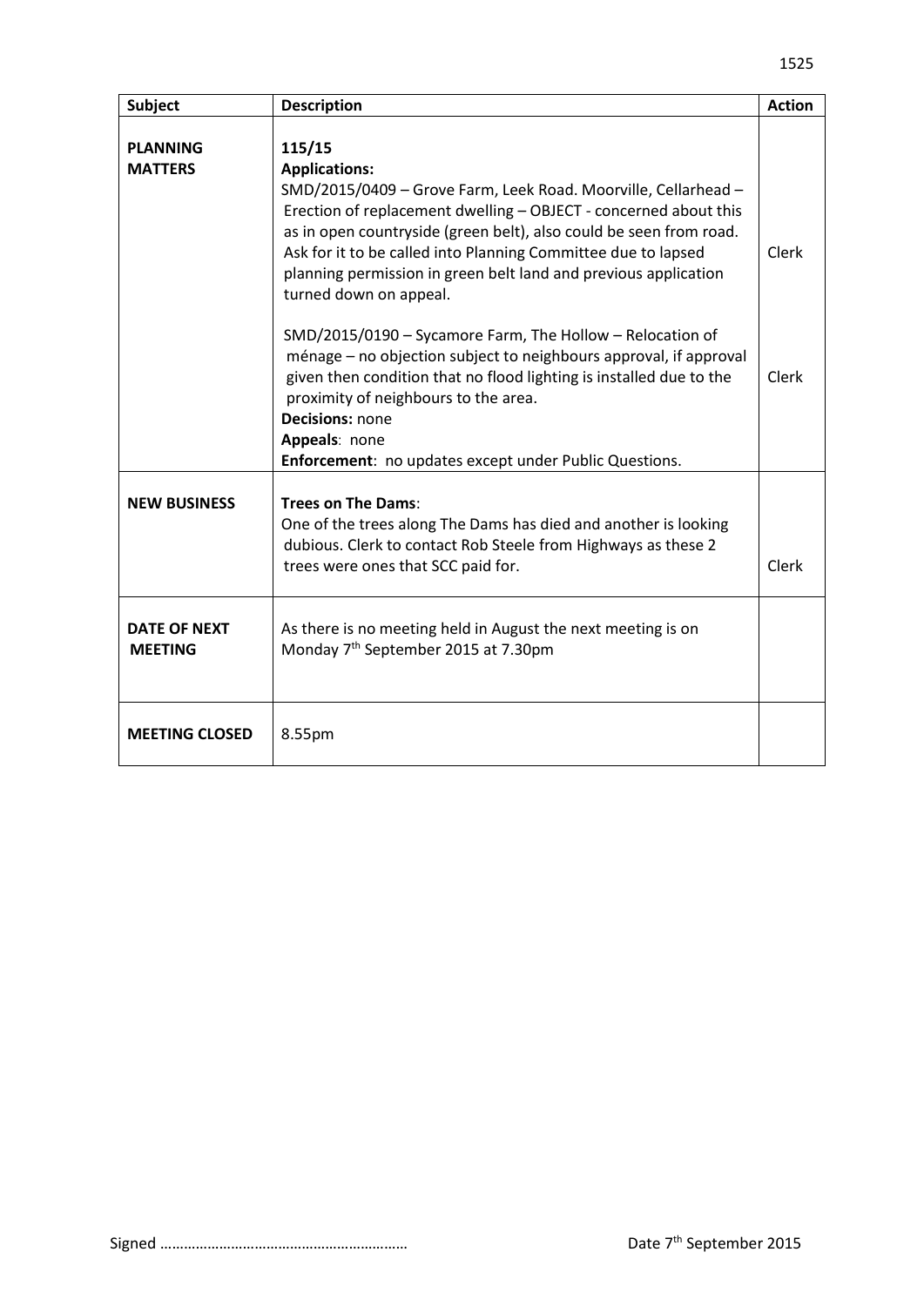| Subject | Description | Action |
|---|---|---|
| **PLANNING MATTERS** | **115/15**<br>**Applications:**<br>SMD/2015/0409 – Grove Farm, Leek Road. Moorville, Cellarhead – Erection of replacement dwelling – OBJECT - concerned about this as in open countryside (green belt), also could be seen from road. Ask for it to be called into Planning Committee due to lapsed planning permission in green belt land and previous application turned down on appeal. | Clerk |
| | SMD/2015/0190 – Sycamore Farm, The Hollow – Relocation of ménage – no objection subject to neighbours approval, if approval given then condition that no flood lighting is installed due to the proximity of neighbours to the area.<br>**Decisions:** none<br>**Appeals**: none<br>**Enforcement**: no updates except under Public Questions. | Clerk |
| **NEW BUSINESS** | **Trees on The Dams**:<br>One of the trees along The Dams has died and another is looking dubious. Clerk to contact Rob Steele from Highways as these 2 trees were ones that SCC paid for. | Clerk |
| **DATE OF NEXT MEETING** | As there is no meeting held in August the next meeting is on Monday 7th September 2015 at 7.30pm | |
| **MEETING CLOSED** | 8.55pm | |

Signed …………………………………………………… Date 7th September 2015